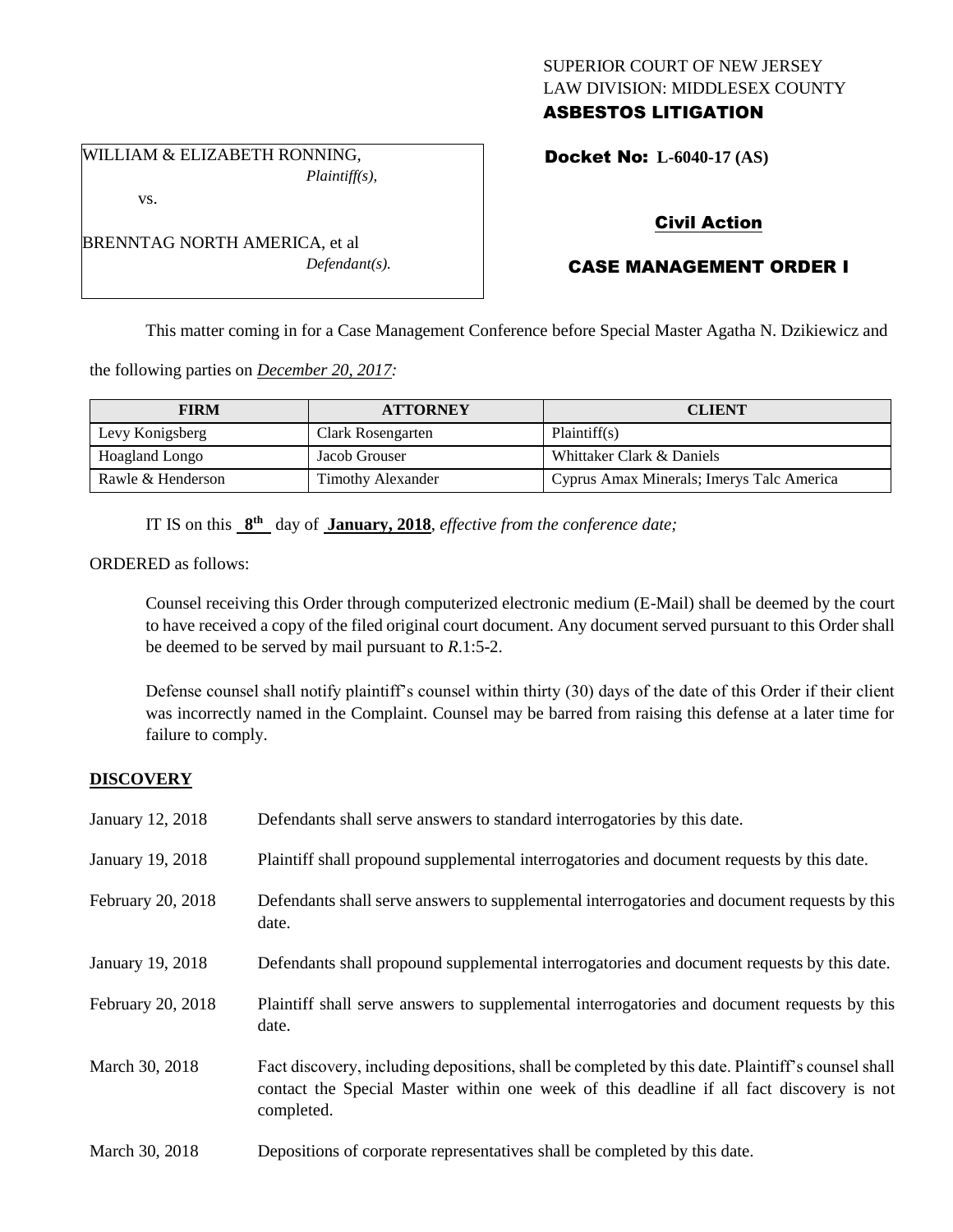SUPERIOR COURT OF NEW JERSEY
LAW DIVISION: MIDDLESEX COUNTY
**ASBESTOS LITIGATION**

WILLIAM & ELIZABETH RONNING,
*Plaintiff(s),*

vs.

BRENNTAG NORTH AMERICA, et al
*Defendant(s).*

**Docket No: L-6040-17 (AS)**

**Civil Action**

**CASE MANAGEMENT ORDER I**

This matter coming in for a Case Management Conference before Special Master Agatha N. Dzikiewicz and the following parties on *December 20, 2017:*

| FIRM | ATTORNEY | CLIENT |
|---|---|---|
| Levy Konigsberg | Clark Rosengarten | Plaintiff(s) |
| Hoagland Longo | Jacob Grouser | Whittaker Clark & Daniels |
| Rawle & Henderson | Timothy Alexander | Cyprus Amax Minerals; Imerys Talc America |

IT IS on this **8th** day of **January, 2018**, *effective from the conference date;*

ORDERED as follows:

Counsel receiving this Order through computerized electronic medium (E-Mail) shall be deemed by the court to have received a copy of the filed original court document. Any document served pursuant to this Order shall be deemed to be served by mail pursuant to *R*.1:5-2.

Defense counsel shall notify plaintiff's counsel within thirty (30) days of the date of this Order if their client was incorrectly named in the Complaint. Counsel may be barred from raising this defense at a later time for failure to comply.

## DISCOVERY

January 12, 2018 — Defendants shall serve answers to standard interrogatories by this date.

January 19, 2018 — Plaintiff shall propound supplemental interrogatories and document requests by this date.

February 20, 2018 — Defendants shall serve answers to supplemental interrogatories and document requests by this date.

January 19, 2018 — Defendants shall propound supplemental interrogatories and document requests by this date.

February 20, 2018 — Plaintiff shall serve answers to supplemental interrogatories and document requests by this date.

March 30, 2018 — Fact discovery, including depositions, shall be completed by this date. Plaintiff's counsel shall contact the Special Master within one week of this deadline if all fact discovery is not completed.

March 30, 2018 — Depositions of corporate representatives shall be completed by this date.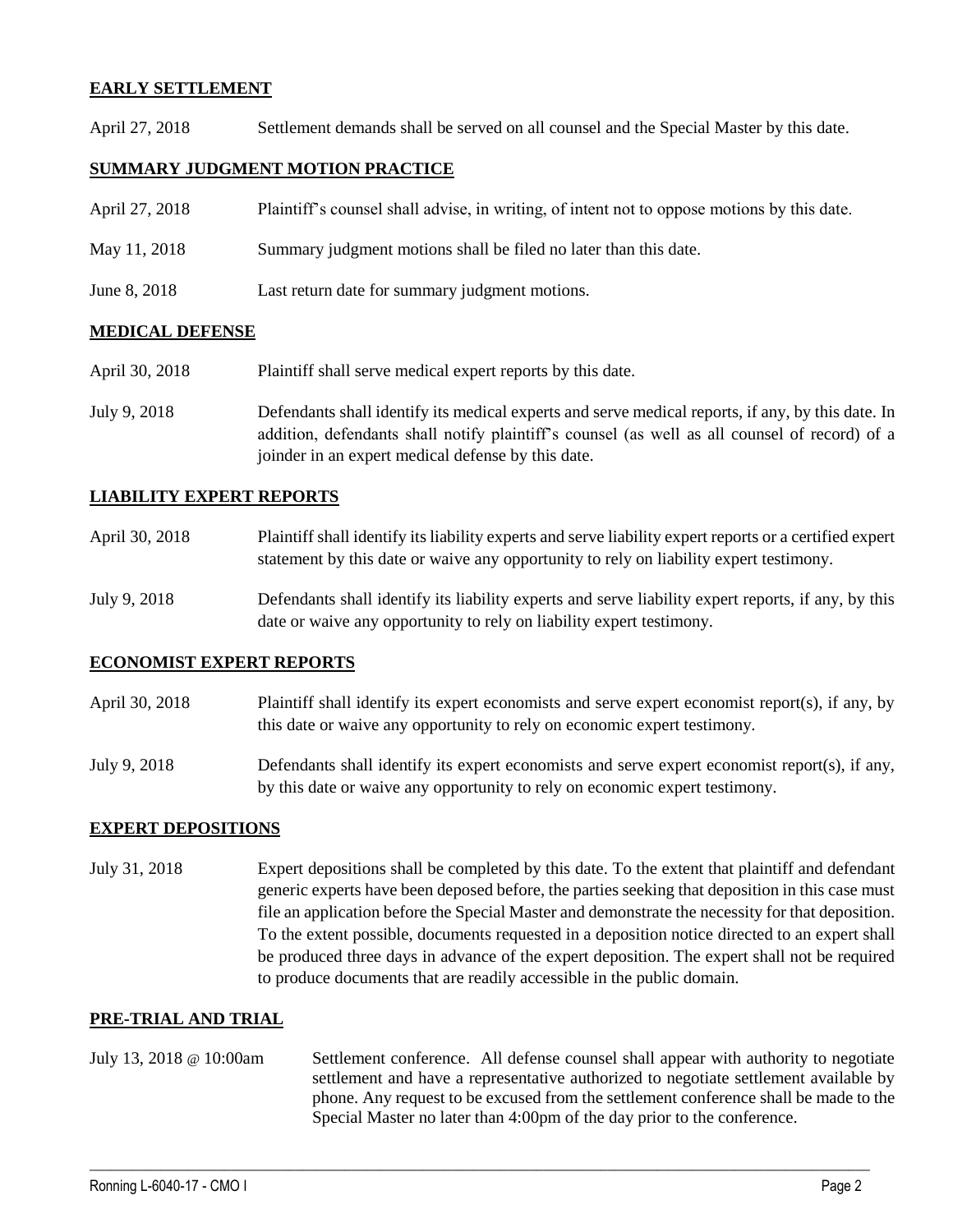## EARLY SETTLEMENT

| | |
|---|---|
| April 27, 2018 | Settlement demands shall be served on all counsel and the Special Master by this date. |

## SUMMARY JUDGMENT MOTION PRACTICE

| | |
|---|---|
| April 27, 2018 | Plaintiff's counsel shall advise, in writing, of intent not to oppose motions by this date. |
| May 11, 2018 | Summary judgment motions shall be filed no later than this date. |
| June 8, 2018 | Last return date for summary judgment motions. |

## MEDICAL DEFENSE

| | |
|---|---|
| April 30, 2018 | Plaintiff shall serve medical expert reports by this date. |
| July 9, 2018 | Defendants shall identify its medical experts and serve medical reports, if any, by this date. In addition, defendants shall notify plaintiff's counsel (as well as all counsel of record) of a joinder in an expert medical defense by this date. |

## LIABILITY EXPERT REPORTS

| | |
|---|---|
| April 30, 2018 | Plaintiff shall identify its liability experts and serve liability expert reports or a certified expert statement by this date or waive any opportunity to rely on liability expert testimony. |
| July 9, 2018 | Defendants shall identify its liability experts and serve liability expert reports, if any, by this date or waive any opportunity to rely on liability expert testimony. |

## ECONOMIST EXPERT REPORTS

| | |
|---|---|
| April 30, 2018 | Plaintiff shall identify its expert economists and serve expert economist report(s), if any, by this date or waive any opportunity to rely on economic expert testimony. |
| July 9, 2018 | Defendants shall identify its expert economists and serve expert economist report(s), if any, by this date or waive any opportunity to rely on economic expert testimony. |

## EXPERT DEPOSITIONS

| | |
|---|---|
| July 31, 2018 | Expert depositions shall be completed by this date. To the extent that plaintiff and defendant generic experts have been deposed before, the parties seeking that deposition in this case must file an application before the Special Master and demonstrate the necessity for that deposition. To the extent possible, documents requested in a deposition notice directed to an expert shall be produced three days in advance of the expert deposition. The expert shall not be required to produce documents that are readily accessible in the public domain. |

## PRE-TRIAL AND TRIAL

| | |
|---|---|
| July 13, 2018 @ 10:00am | Settlement conference. All defense counsel shall appear with authority to negotiate settlement and have a representative authorized to negotiate settlement available by phone. Any request to be excused from the settlement conference shall be made to the Special Master no later than 4:00pm of the day prior to the conference. |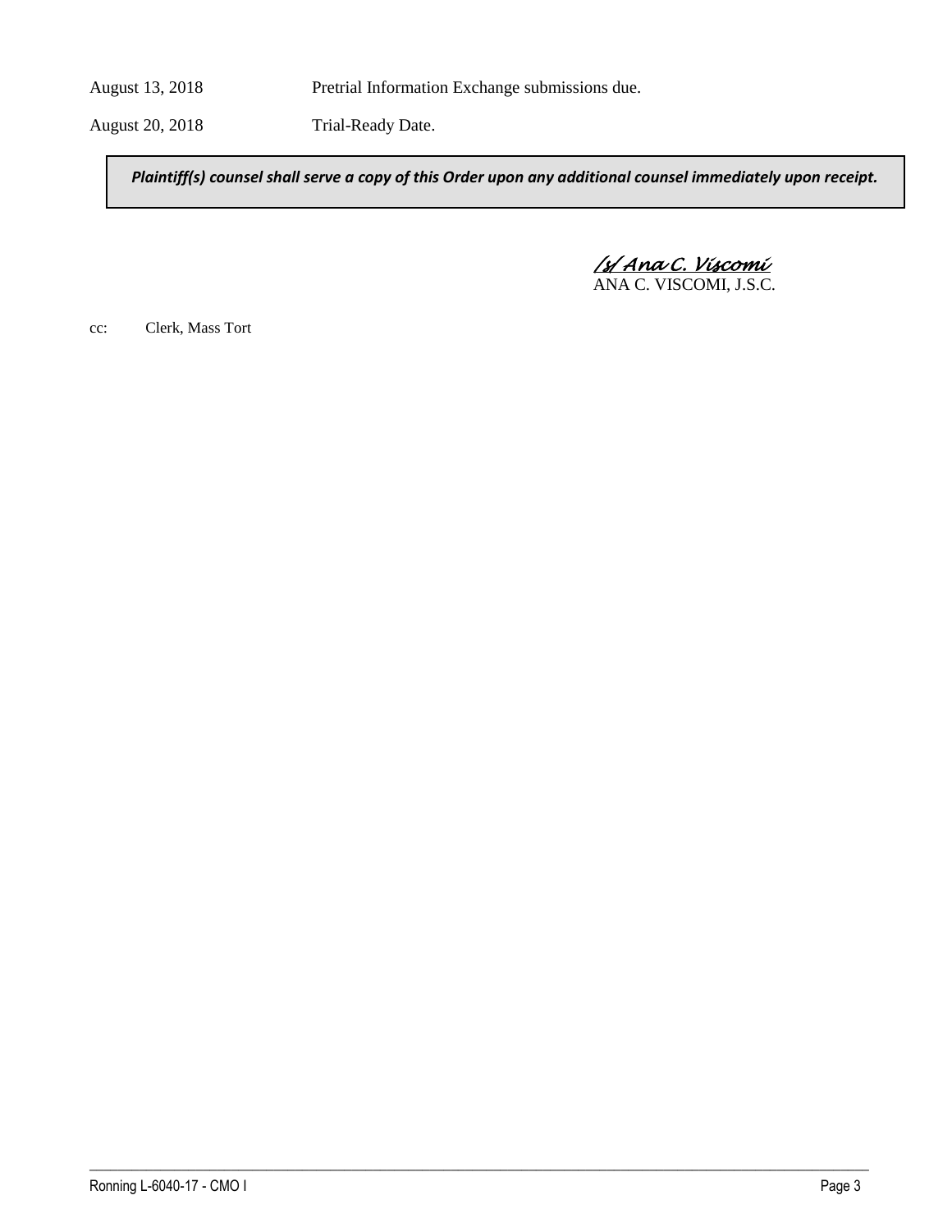| | |
|---|---|
| August 13, 2018 | Pretrial Information Exchange submissions due. |
| August 20, 2018 | Trial-Ready Date. |

***Plaintiff(s) counsel shall serve a copy of this Order upon any additional counsel immediately upon receipt.***

/s/ Ana C. Viscomi
ANA C. VISCOMI, J.S.C.

cc: Clerk, Mass Tort